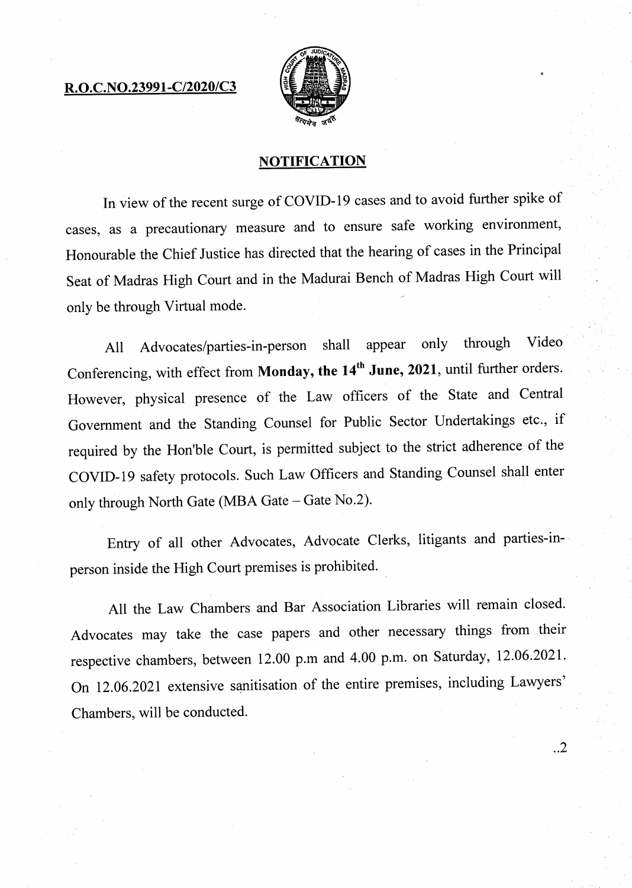**R.O.C.NO.23991-C/2020/C3**

## NOTIFICATION

In view of the recent surge of COVID-19 cases and to avoid further spike of cases, as a precautionary measure and to ensure safe working environment, Honourable the Chief Justice has directed that the hearing of cases in the Principal Seat of Madras High Court and in the Madurai Bench of Madras High Court will only be through Virtual mode.

All Advocates/parties-in-person shall appear only through Video Conferencing, with effect from **Monday, the 14th June, 2021**, until further orders. However, physical presence of the Law officers of the State and Central Government and the Standing Counsel for Public Sector Undertakings etc., if required by the Hon'ble Court, is permitted subject to the strict adherence of the COVID-19 safety protocols. Such Law Officers and Standing Counsel shall enter only through North Gate (MBA Gate – Gate No.2).

Entry of all other Advocates, Advocate Clerks, litigants and parties-in-person inside the High Court premises is prohibited.

All the Law Chambers and Bar Association Libraries will remain closed. Advocates may take the case papers and other necessary things from their respective chambers, between 12.00 p.m and 4.00 p.m. on Saturday, 12.06.2021. On 12.06.2021 extensive sanitisation of the entire premises, including Lawyers' Chambers, will be conducted.

..2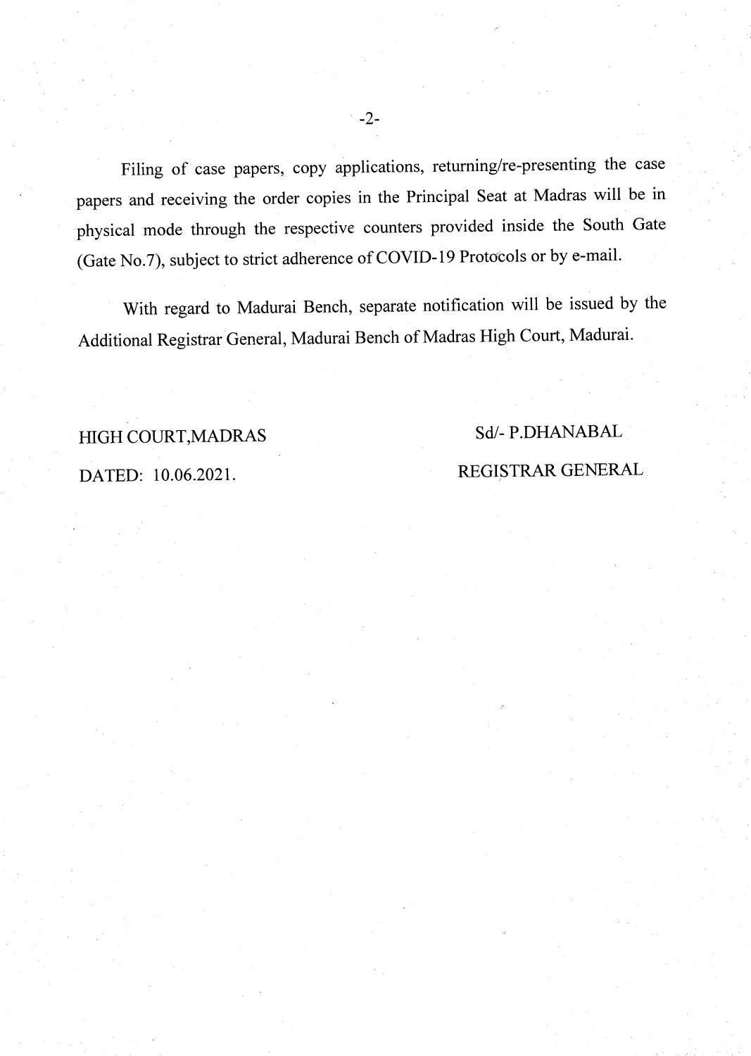Filing of case papers, copy applications, returning/re-presenting the case papers and receiving the order copies in the Principal Seat at Madras will be in physical mode through the respective counters provided inside the South Gate (Gate No.7), subject to strict adherence of COVID-19 Protocols or by e-mail.

With regard to Madurai Bench, separate notification will be issued by the Additional Registrar General, Madurai Bench of Madras High Court, Madurai.

HIGH COURT,MADRAS

DATED: 10.06.2021.

Sd/- P.DHANABAL

REGISTRAR GENERAL